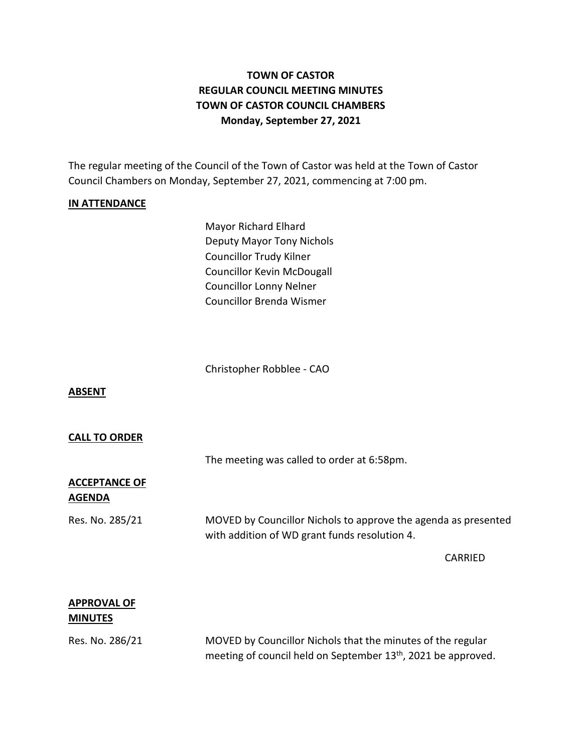# TOWN OF CASTOR
## REGULAR COUNCIL MEETING MINUTES
## TOWN OF CASTOR COUNCIL CHAMBERS
## Monday, September 27, 2021

The regular meeting of the Council of the Town of Castor was held at the Town of Castor Council Chambers on Monday, September 27, 2021, commencing at 7:00 pm.

**IN ATTENDANCE**

Mayor Richard Elhard
Deputy Mayor Tony Nichols
Councillor Trudy Kilner
Councillor Kevin McDougall
Councillor Lonny Nelner
Councillor Brenda Wismer

Christopher Robblee - CAO

**ABSENT**

**CALL TO ORDER**

The meeting was called to order at 6:58pm.

**ACCEPTANCE OF AGENDA**

Res. No. 285/21

MOVED by Councillor Nichols to approve the agenda as presented with addition of WD grant funds resolution 4.

CARRIED

**APPROVAL OF MINUTES**

Res. No. 286/21

MOVED by Councillor Nichols that the minutes of the regular meeting of council held on September 13th, 2021 be approved.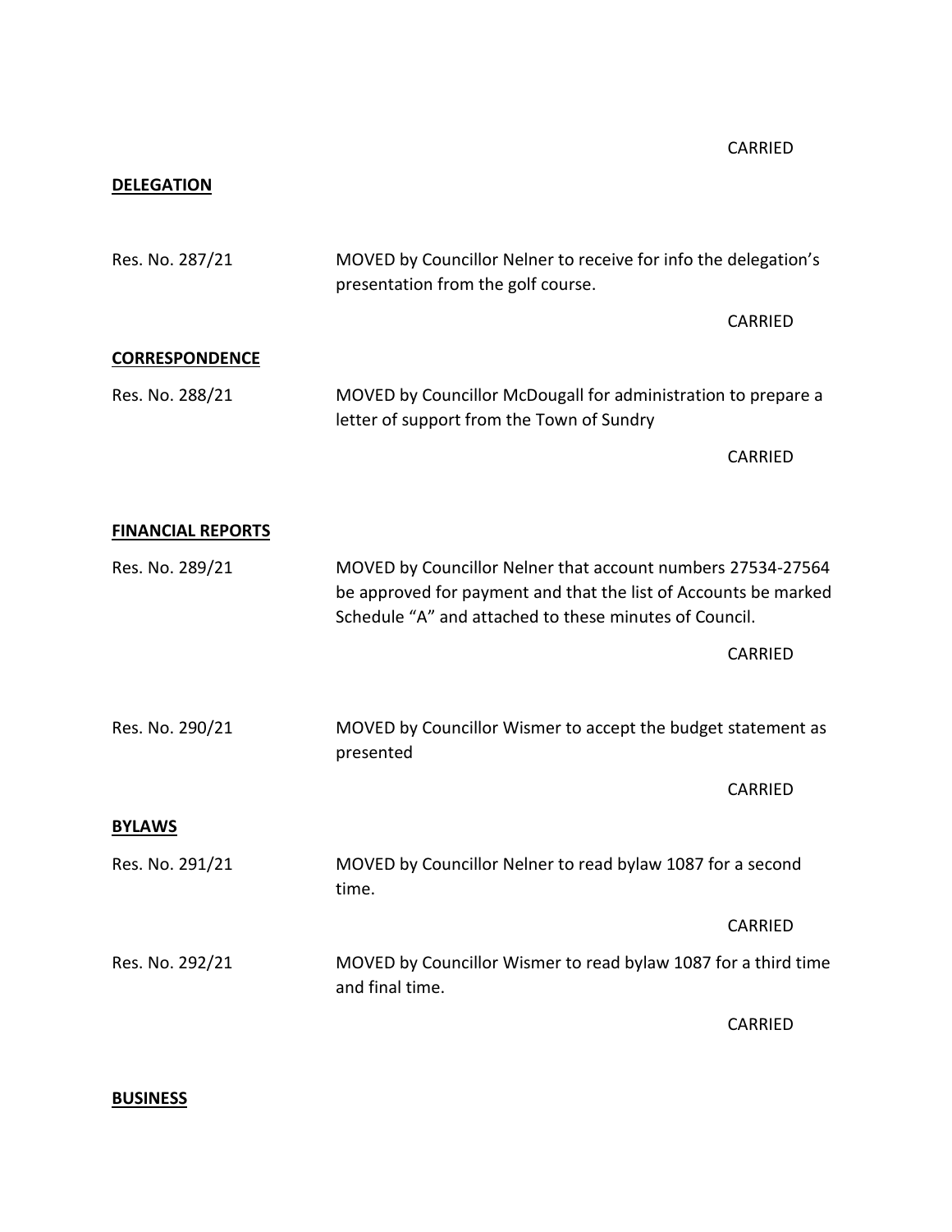CARRIED

**DELEGATION**

Res. No. 287/21 MOVED by Councillor Nelner to receive for info the delegation's presentation from the golf course.

CARRIED

**CORRESPONDENCE**

Res. No. 288/21 MOVED by Councillor McDougall for administration to prepare a letter of support from the Town of Sundry

CARRIED

**FINANCIAL REPORTS**

Res. No. 289/21 MOVED by Councillor Nelner that account numbers 27534-27564 be approved for payment and that the list of Accounts be marked Schedule "A" and attached to these minutes of Council.

CARRIED

Res. No. 290/21 MOVED by Councillor Wismer to accept the budget statement as presented

CARRIED

**BYLAWS**

Res. No. 291/21 MOVED by Councillor Nelner to read bylaw 1087 for a second time.

CARRIED

Res. No. 292/21 MOVED by Councillor Wismer to read bylaw 1087 for a third time and final time.

CARRIED

**BUSINESS**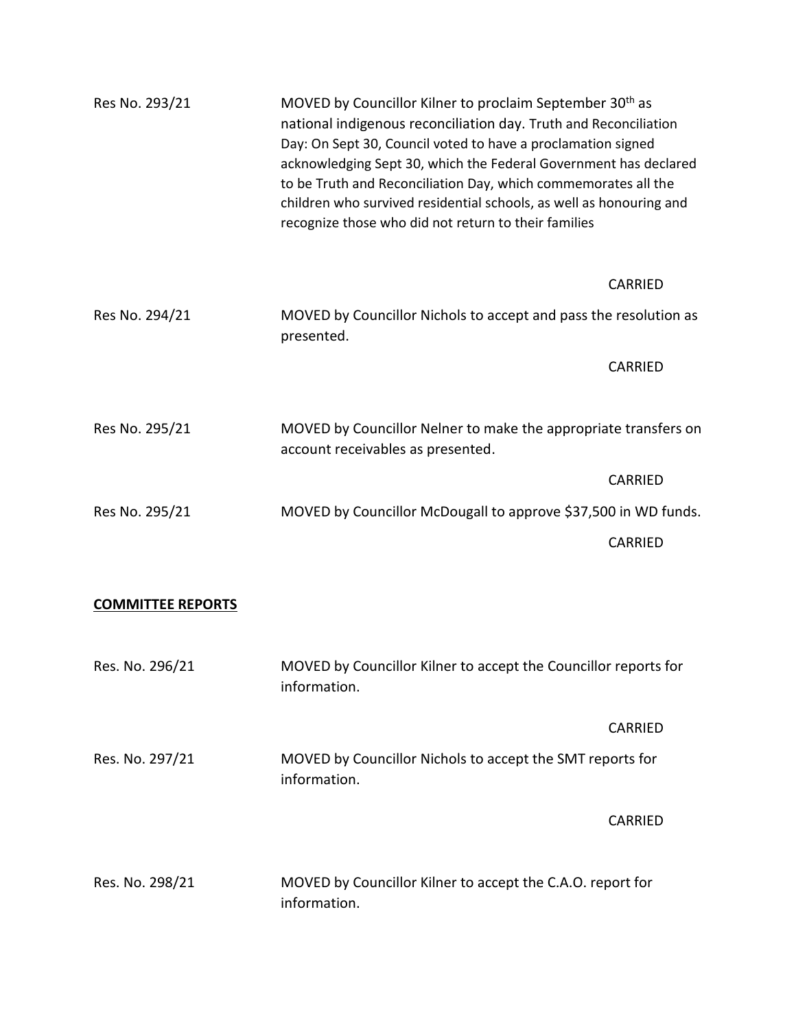Res No. 293/21 MOVED by Councillor Kilner to proclaim September 30th as national indigenous reconciliation day. Truth and Reconciliation Day: On Sept 30, Council voted to have a proclamation signed acknowledging Sept 30, which the Federal Government has declared to be Truth and Reconciliation Day, which commemorates all the children who survived residential schools, as well as honouring and recognize those who did not return to their families

CARRIED

Res No. 294/21 MOVED by Councillor Nichols to accept and pass the resolution as presented.

CARRIED

Res No. 295/21 MOVED by Councillor Nelner to make the appropriate transfers on account receivables as presented.

CARRIED

Res No. 295/21 MOVED by Councillor McDougall to approve $37,500 in WD funds.

CARRIED

**COMMITTEE REPORTS**

Res. No. 296/21 MOVED by Councillor Kilner to accept the Councillor reports for information.

CARRIED

Res. No. 297/21 MOVED by Councillor Nichols to accept the SMT reports for information.

CARRIED

Res. No. 298/21 MOVED by Councillor Kilner to accept the C.A.O. report for information.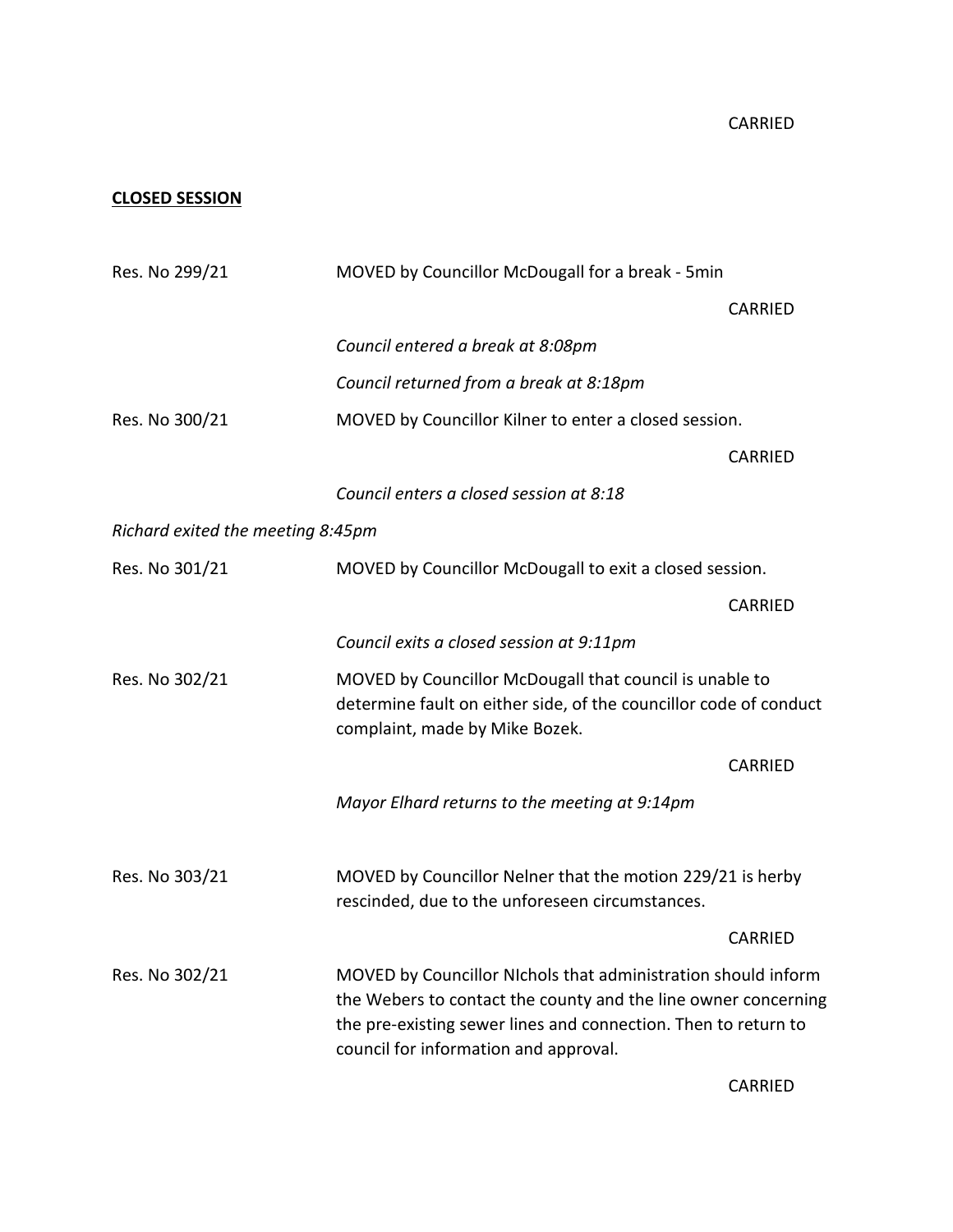CARRIED

**CLOSED SESSION**

Res. No 299/21 MOVED by Councillor McDougall for a break - 5min

CARRIED

*Council entered a break at 8:08pm*

*Council returned from a break at 8:18pm*

Res. No 300/21 MOVED by Councillor Kilner to enter a closed session.

CARRIED

*Council enters a closed session at 8:18*

*Richard exited the meeting 8:45pm*

Res. No 301/21 MOVED by Councillor McDougall to exit a closed session.

CARRIED

*Council exits a closed session at 9:11pm*

Res. No 302/21 MOVED by Councillor McDougall that council is unable to determine fault on either side, of the councillor code of conduct complaint, made by Mike Bozek.

CARRIED

*Mayor Elhard returns to the meeting at 9:14pm*

Res. No 303/21 MOVED by Councillor Nelner that the motion 229/21 is herby rescinded, due to the unforeseen circumstances.

CARRIED

Res. No 302/21 MOVED by Councillor NIchols that administration should inform the Webers to contact the county and the line owner concerning the pre-existing sewer lines and connection. Then to return to council for information and approval.

CARRIED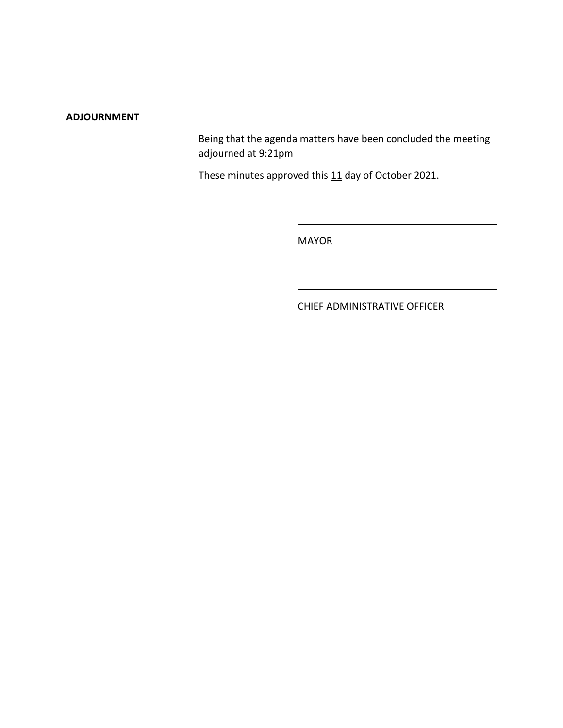**ADJOURNMENT**

Being that the agenda matters have been concluded the meeting adjourned at 9:21pm

These minutes approved this 11 day of October 2021.

\_\_\_\_\_\_\_\_\_\_\_\_\_\_\_\_\_\_\_\_\_\_\_\_\_\_\_\_\_\_\_\_

MAYOR

\_\_\_\_\_\_\_\_\_\_\_\_\_\_\_\_\_\_\_\_\_\_\_\_\_\_\_\_\_\_\_\_

CHIEF ADMINISTRATIVE OFFICER